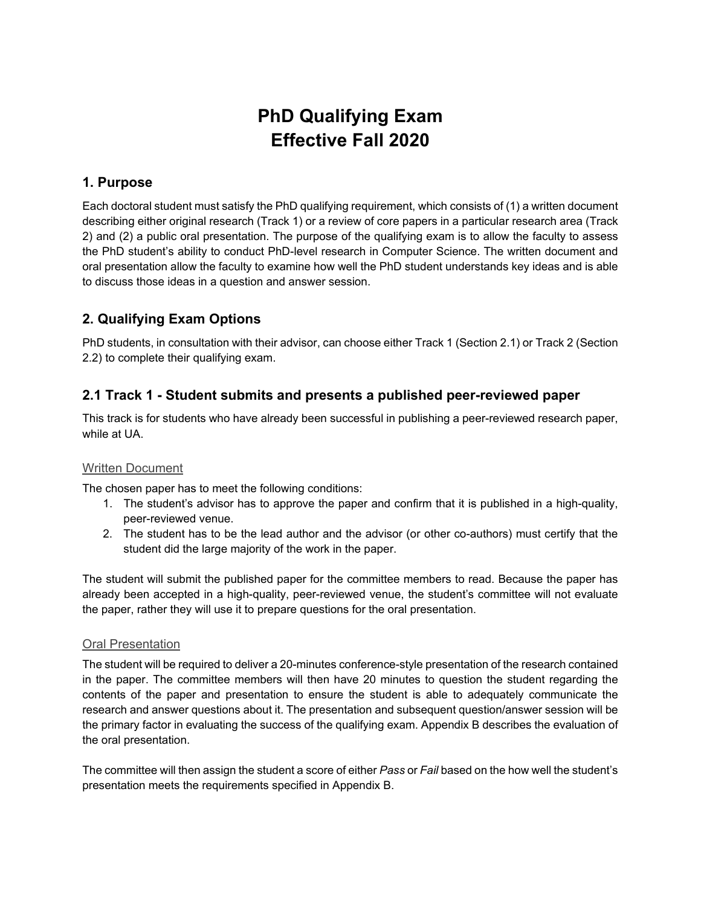# PhD Qualifying Exam
# Effective Fall 2020

## 1. Purpose

Each doctoral student must satisfy the PhD qualifying requirement, which consists of (1) a written document describing either original research (Track 1) or a review of core papers in a particular research area (Track 2) and (2) a public oral presentation. The purpose of the qualifying exam is to allow the faculty to assess the PhD student's ability to conduct PhD-level research in Computer Science. The written document and oral presentation allow the faculty to examine how well the PhD student understands key ideas and is able to discuss those ideas in a question and answer session.

## 2. Qualifying Exam Options

PhD students, in consultation with their advisor, can choose either Track 1 (Section 2.1) or Track 2 (Section 2.2) to complete their qualifying exam.

## 2.1 Track 1 - Student submits and presents a published peer-reviewed paper

This track is for students who have already been successful in publishing a peer-reviewed research paper, while at UA.

### Written Document

The chosen paper has to meet the following conditions:

1. The student's advisor has to approve the paper and confirm that it is published in a high-quality, peer-reviewed venue.
2. The student has to be the lead author and the advisor (or other co-authors) must certify that the student did the large majority of the work in the paper.

The student will submit the published paper for the committee members to read. Because the paper has already been accepted in a high-quality, peer-reviewed venue, the student's committee will not evaluate the paper, rather they will use it to prepare questions for the oral presentation.

### Oral Presentation

The student will be required to deliver a 20-minutes conference-style presentation of the research contained in the paper. The committee members will then have 20 minutes to question the student regarding the contents of the paper and presentation to ensure the student is able to adequately communicate the research and answer questions about it. The presentation and subsequent question/answer session will be the primary factor in evaluating the success of the qualifying exam. Appendix B describes the evaluation of the oral presentation.

The committee will then assign the student a score of either *Pass* or *Fail* based on the how well the student's presentation meets the requirements specified in Appendix B.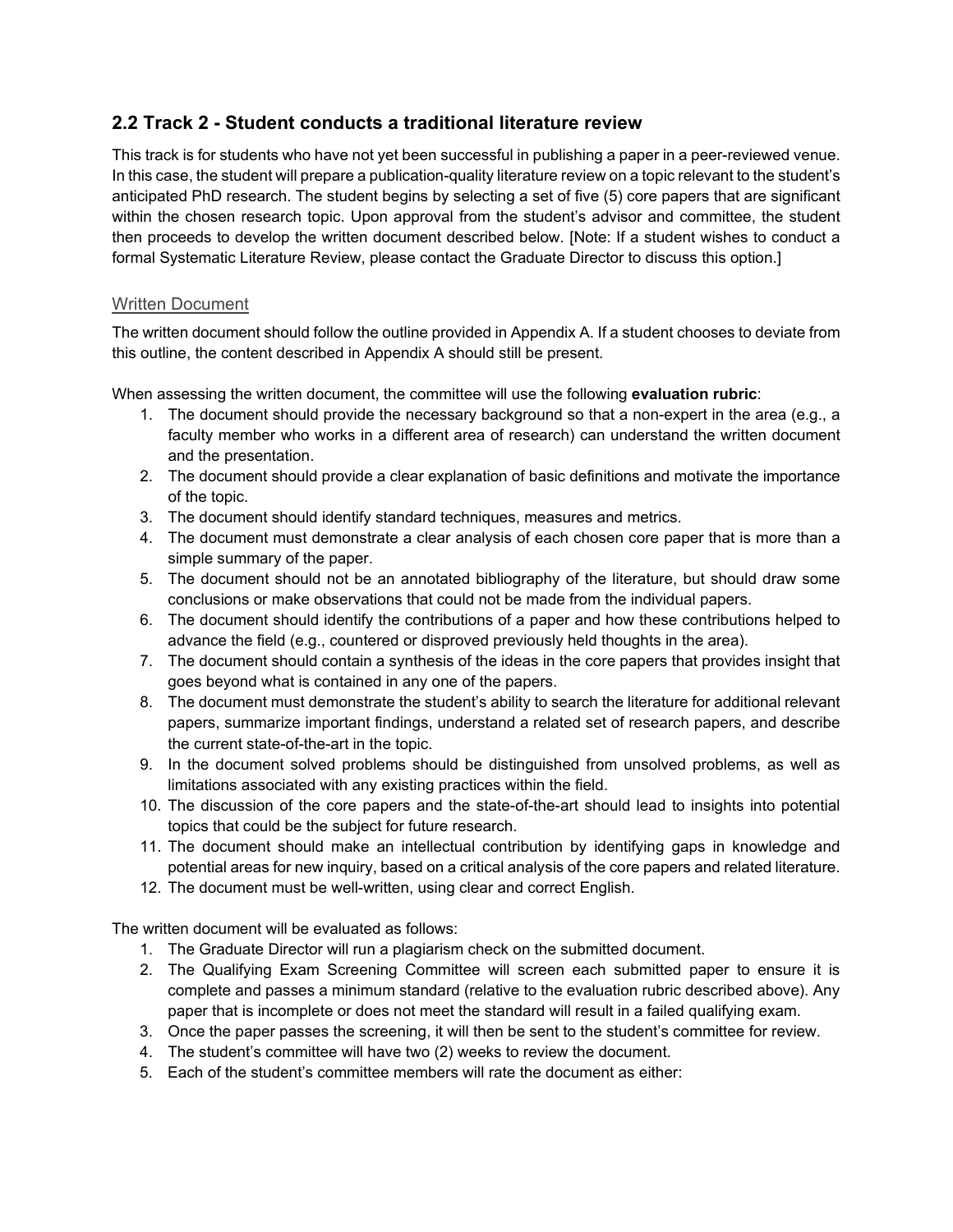## 2.2 Track 2 - Student conducts a traditional literature review

This track is for students who have not yet been successful in publishing a paper in a peer-reviewed venue. In this case, the student will prepare a publication-quality literature review on a topic relevant to the student's anticipated PhD research. The student begins by selecting a set of five (5) core papers that are significant within the chosen research topic. Upon approval from the student's advisor and committee, the student then proceeds to develop the written document described below. [Note: If a student wishes to conduct a formal Systematic Literature Review, please contact the Graduate Director to discuss this option.]

### Written Document

The written document should follow the outline provided in Appendix A. If a student chooses to deviate from this outline, the content described in Appendix A should still be present.

When assessing the written document, the committee will use the following **evaluation rubric**:

1. The document should provide the necessary background so that a non-expert in the area (e.g., a faculty member who works in a different area of research) can understand the written document and the presentation.
2. The document should provide a clear explanation of basic definitions and motivate the importance of the topic.
3. The document should identify standard techniques, measures and metrics.
4. The document must demonstrate a clear analysis of each chosen core paper that is more than a simple summary of the paper.
5. The document should not be an annotated bibliography of the literature, but should draw some conclusions or make observations that could not be made from the individual papers.
6. The document should identify the contributions of a paper and how these contributions helped to advance the field (e.g., countered or disproved previously held thoughts in the area).
7. The document should contain a synthesis of the ideas in the core papers that provides insight that goes beyond what is contained in any one of the papers.
8. The document must demonstrate the student's ability to search the literature for additional relevant papers, summarize important findings, understand a related set of research papers, and describe the current state-of-the-art in the topic.
9. In the document solved problems should be distinguished from unsolved problems, as well as limitations associated with any existing practices within the field.
10. The discussion of the core papers and the state-of-the-art should lead to insights into potential topics that could be the subject for future research.
11. The document should make an intellectual contribution by identifying gaps in knowledge and potential areas for new inquiry, based on a critical analysis of the core papers and related literature.
12. The document must be well-written, using clear and correct English.

The written document will be evaluated as follows:

1. The Graduate Director will run a plagiarism check on the submitted document.
2. The Qualifying Exam Screening Committee will screen each submitted paper to ensure it is complete and passes a minimum standard (relative to the evaluation rubric described above). Any paper that is incomplete or does not meet the standard will result in a failed qualifying exam.
3. Once the paper passes the screening, it will then be sent to the student's committee for review.
4. The student's committee will have two (2) weeks to review the document.
5. Each of the student's committee members will rate the document as either: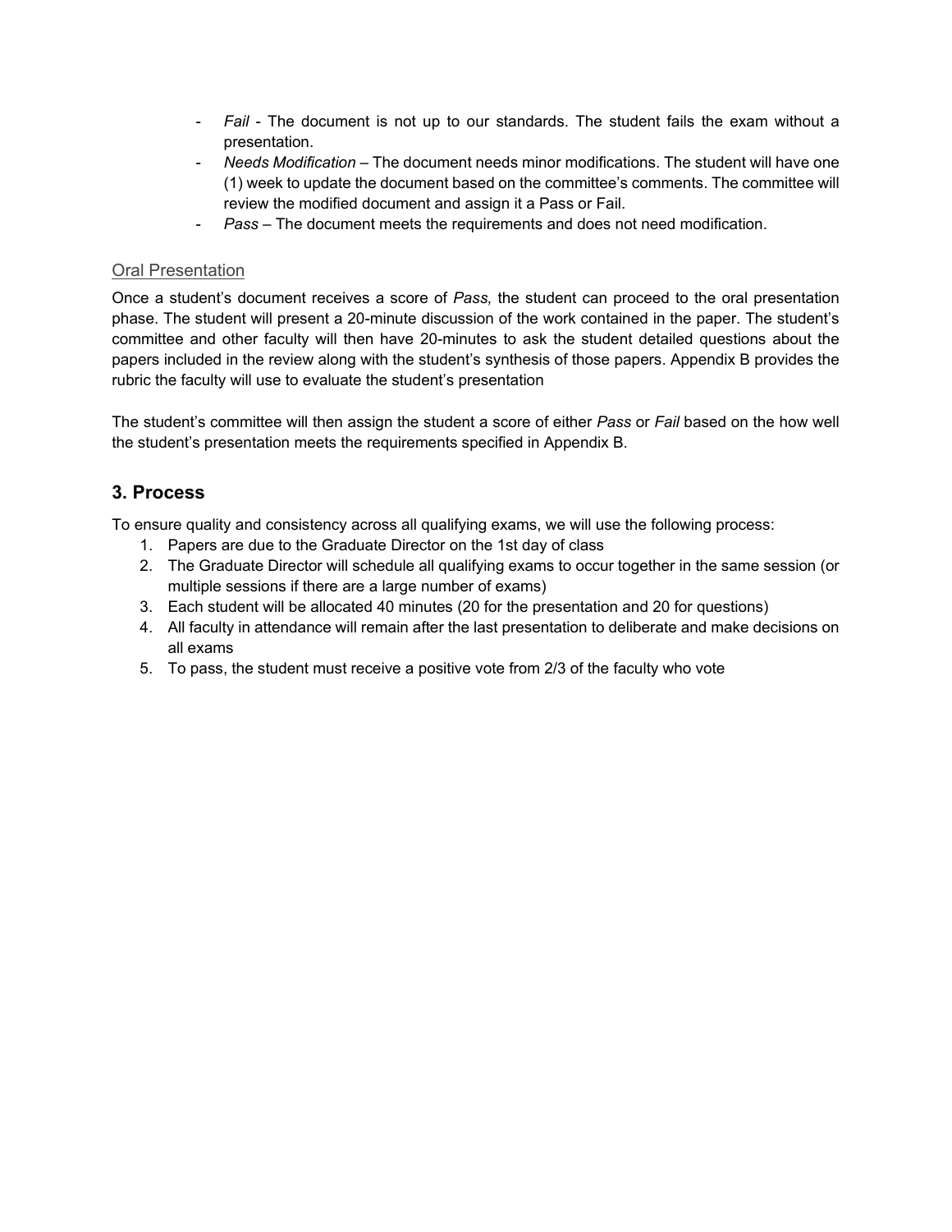- *Fail* - The document is not up to our standards. The student fails the exam without a presentation.
- *Needs Modification* – The document needs minor modifications. The student will have one (1) week to update the document based on the committee's comments. The committee will review the modified document and assign it a Pass or Fail.
- *Pass* – The document meets the requirements and does not need modification.

### Oral Presentation

Once a student's document receives a score of *Pass,* the student can proceed to the oral presentation phase. The student will present a 20-minute discussion of the work contained in the paper. The student's committee and other faculty will then have 20-minutes to ask the student detailed questions about the papers included in the review along with the student's synthesis of those papers. Appendix B provides the rubric the faculty will use to evaluate the student's presentation

The student's committee will then assign the student a score of either *Pass* or *Fail* based on the how well the student's presentation meets the requirements specified in Appendix B.

## 3. Process

To ensure quality and consistency across all qualifying exams, we will use the following process:

1. Papers are due to the Graduate Director on the 1st day of class
2. The Graduate Director will schedule all qualifying exams to occur together in the same session (or multiple sessions if there are a large number of exams)
3. Each student will be allocated 40 minutes (20 for the presentation and 20 for questions)
4. All faculty in attendance will remain after the last presentation to deliberate and make decisions on all exams
5. To pass, the student must receive a positive vote from 2/3 of the faculty who vote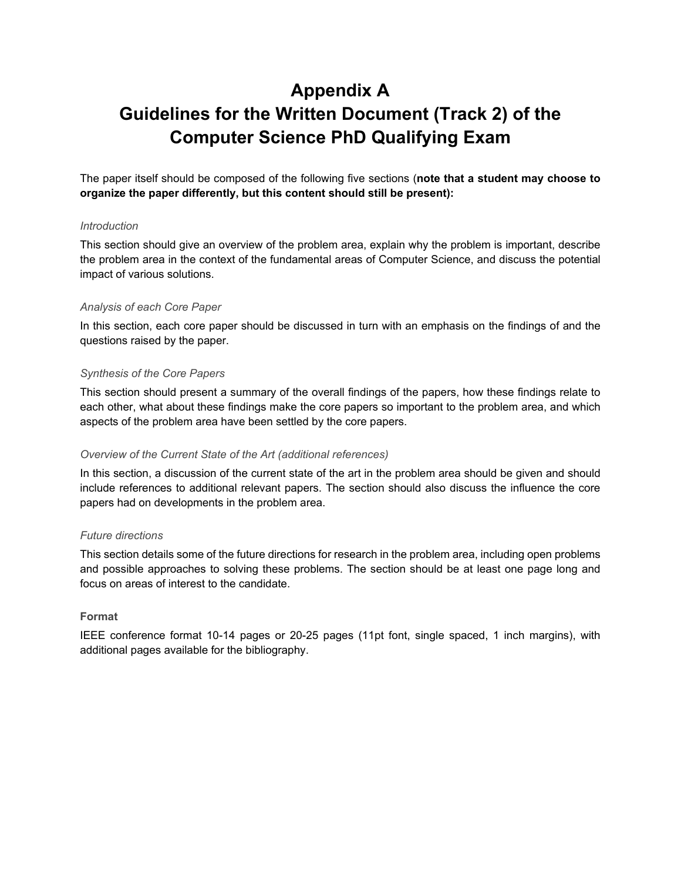# Appendix A
# Guidelines for the Written Document (Track 2) of the Computer Science PhD Qualifying Exam

The paper itself should be composed of the following five sections (**note that a student may choose to organize the paper differently, but this content should still be present):**

*Introduction*

This section should give an overview of the problem area, explain why the problem is important, describe the problem area in the context of the fundamental areas of Computer Science, and discuss the potential impact of various solutions.

*Analysis of each Core Paper*

In this section, each core paper should be discussed in turn with an emphasis on the findings of and the questions raised by the paper.

*Synthesis of the Core Papers*

This section should present a summary of the overall findings of the papers, how these findings relate to each other, what about these findings make the core papers so important to the problem area, and which aspects of the problem area have been settled by the core papers.

*Overview of the Current State of the Art (additional references)*

In this section, a discussion of the current state of the art in the problem area should be given and should include references to additional relevant papers. The section should also discuss the influence the core papers had on developments in the problem area.

*Future directions*

This section details some of the future directions for research in the problem area, including open problems and possible approaches to solving these problems. The section should be at least one page long and focus on areas of interest to the candidate.

**Format**

IEEE conference format 10-14 pages or 20-25 pages (11pt font, single spaced, 1 inch margins), with additional pages available for the bibliography.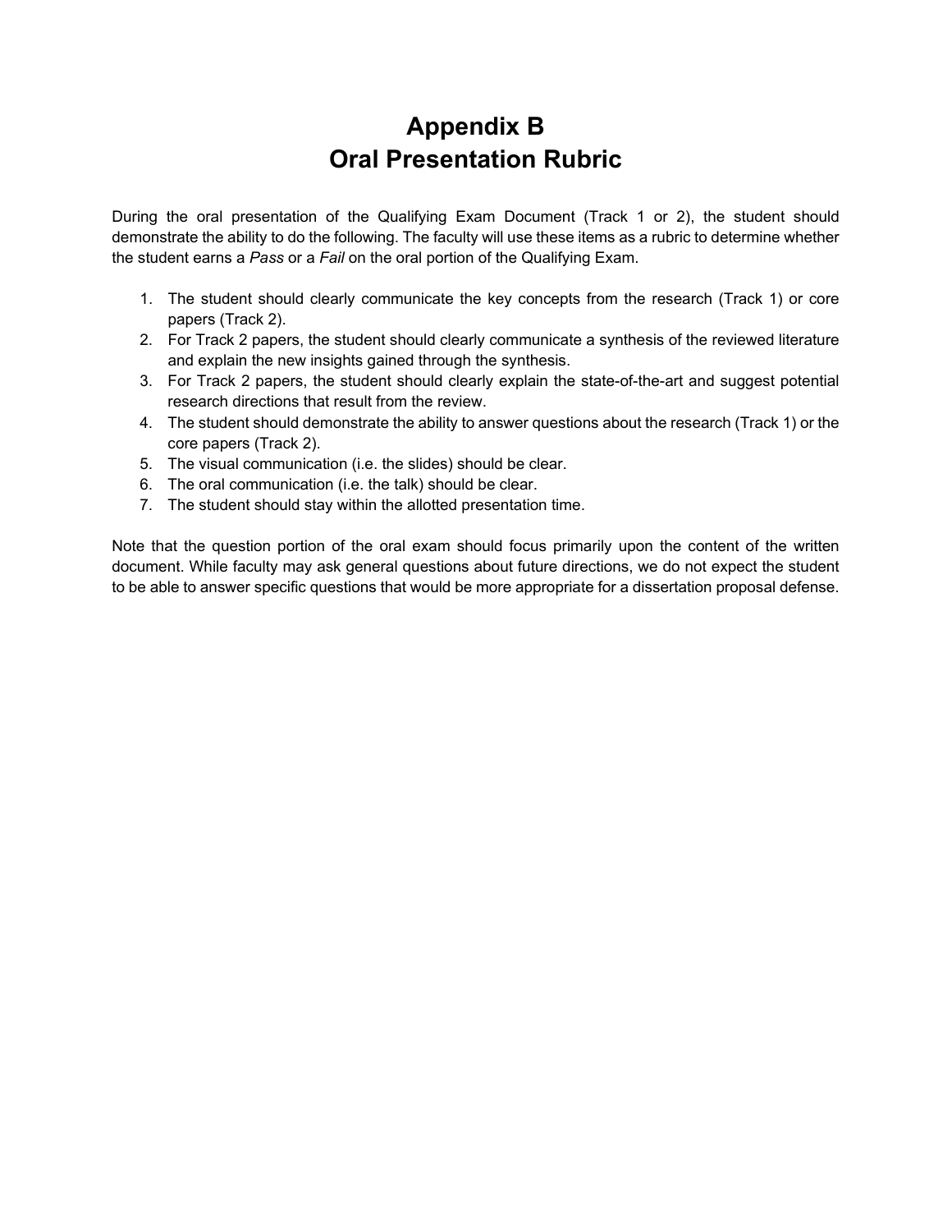# Appendix B
# Oral Presentation Rubric

During the oral presentation of the Qualifying Exam Document (Track 1 or 2), the student should demonstrate the ability to do the following. The faculty will use these items as a rubric to determine whether the student earns a *Pass* or a *Fail* on the oral portion of the Qualifying Exam.

1. The student should clearly communicate the key concepts from the research (Track 1) or core papers (Track 2).
2. For Track 2 papers, the student should clearly communicate a synthesis of the reviewed literature and explain the new insights gained through the synthesis.
3. For Track 2 papers, the student should clearly explain the state-of-the-art and suggest potential research directions that result from the review.
4. The student should demonstrate the ability to answer questions about the research (Track 1) or the core papers (Track 2).
5. The visual communication (i.e. the slides) should be clear.
6. The oral communication (i.e. the talk) should be clear.
7. The student should stay within the allotted presentation time.

Note that the question portion of the oral exam should focus primarily upon the content of the written document. While faculty may ask general questions about future directions, we do not expect the student to be able to answer specific questions that would be more appropriate for a dissertation proposal defense.